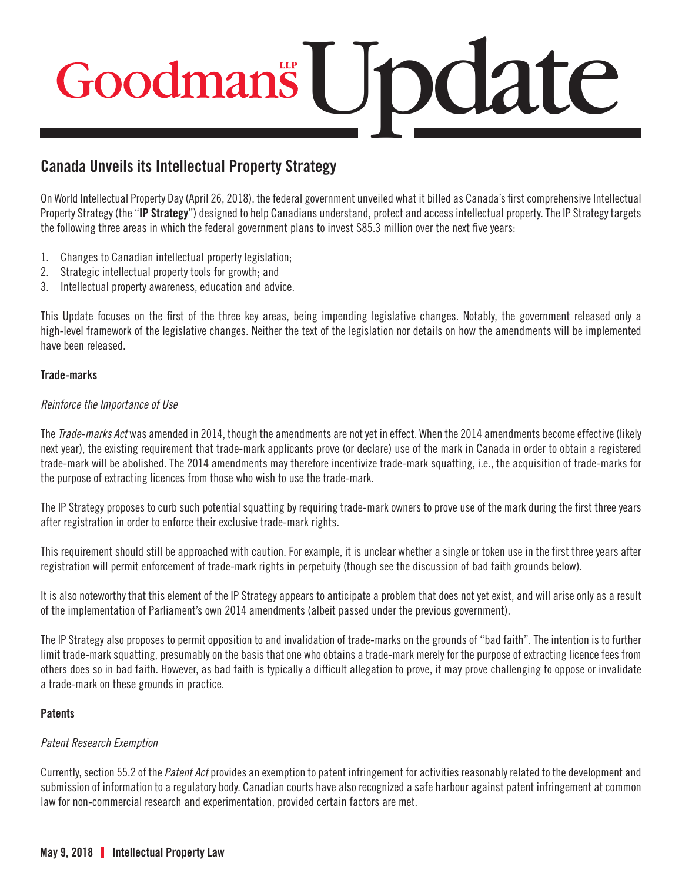# Goodmans LLP Update

## Canada Unveils its Intellectual Property Strategy

On World Intellectual Property Day (April 26, 2018), the federal government unveiled what it billed as Canada's first comprehensive Intellectual Property Strategy (the "**IP Strategy**") designed to help Canadians understand, protect and access intellectual property. The IP Strategy targets the following three areas in which the federal government plans to invest $85.3 million over the next five years:

1. Changes to Canadian intellectual property legislation;
2. Strategic intellectual property tools for growth; and
3. Intellectual property awareness, education and advice.

This Update focuses on the first of the three key areas, being impending legislative changes. Notably, the government released only a high-level framework of the legislative changes. Neither the text of the legislation nor details on how the amendments will be implemented have been released.

### Trade-marks

*Reinforce the Importance of Use*

The *Trade-marks Act* was amended in 2014, though the amendments are not yet in effect. When the 2014 amendments become effective (likely next year), the existing requirement that trade-mark applicants prove (or declare) use of the mark in Canada in order to obtain a registered trade-mark will be abolished. The 2014 amendments may therefore incentivize trade-mark squatting, i.e., the acquisition of trade-marks for the purpose of extracting licences from those who wish to use the trade-mark.

The IP Strategy proposes to curb such potential squatting by requiring trade-mark owners to prove use of the mark during the first three years after registration in order to enforce their exclusive trade-mark rights.

This requirement should still be approached with caution. For example, it is unclear whether a single or token use in the first three years after registration will permit enforcement of trade-mark rights in perpetuity (though see the discussion of bad faith grounds below).

It is also noteworthy that this element of the IP Strategy appears to anticipate a problem that does not yet exist, and will arise only as a result of the implementation of Parliament's own 2014 amendments (albeit passed under the previous government).

The IP Strategy also proposes to permit opposition to and invalidation of trade-marks on the grounds of "bad faith". The intention is to further limit trade-mark squatting, presumably on the basis that one who obtains a trade-mark merely for the purpose of extracting licence fees from others does so in bad faith. However, as bad faith is typically a difficult allegation to prove, it may prove challenging to oppose or invalidate a trade-mark on these grounds in practice.

### Patents

*Patent Research Exemption*

Currently, section 55.2 of the *Patent Act* provides an exemption to patent infringement for activities reasonably related to the development and submission of information to a regulatory body. Canadian courts have also recognized a safe harbour against patent infringement at common law for non-commercial research and experimentation, provided certain factors are met.

**May 9, 2018 | Intellectual Property Law**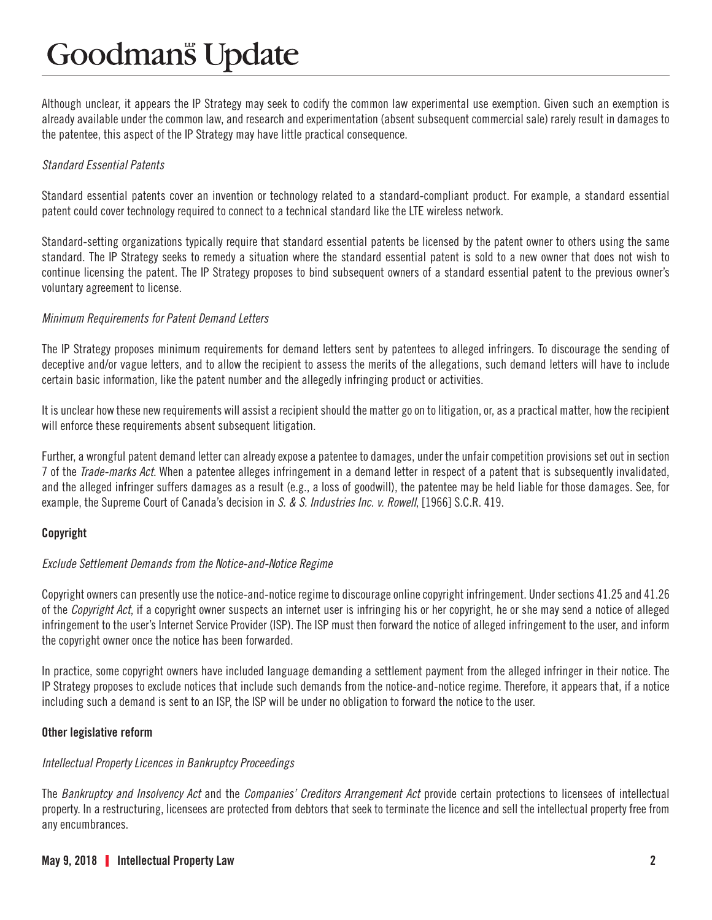Although unclear, it appears the IP Strategy may seek to codify the common law experimental use exemption. Given such an exemption is already available under the common law, and research and experimentation (absent subsequent commercial sale) rarely result in damages to the patentee, this aspect of the IP Strategy may have little practical consequence.

*Standard Essential Patents*

Standard essential patents cover an invention or technology related to a standard-compliant product. For example, a standard essential patent could cover technology required to connect to a technical standard like the LTE wireless network.

Standard-setting organizations typically require that standard essential patents be licensed by the patent owner to others using the same standard. The IP Strategy seeks to remedy a situation where the standard essential patent is sold to a new owner that does not wish to continue licensing the patent. The IP Strategy proposes to bind subsequent owners of a standard essential patent to the previous owner's voluntary agreement to license.

*Minimum Requirements for Patent Demand Letters*

The IP Strategy proposes minimum requirements for demand letters sent by patentees to alleged infringers. To discourage the sending of deceptive and/or vague letters, and to allow the recipient to assess the merits of the allegations, such demand letters will have to include certain basic information, like the patent number and the allegedly infringing product or activities.

It is unclear how these new requirements will assist a recipient should the matter go on to litigation, or, as a practical matter, how the recipient will enforce these requirements absent subsequent litigation.

Further, a wrongful patent demand letter can already expose a patentee to damages, under the unfair competition provisions set out in section 7 of the *Trade-marks Act*. When a patentee alleges infringement in a demand letter in respect of a patent that is subsequently invalidated, and the alleged infringer suffers damages as a result (e.g., a loss of goodwill), the patentee may be held liable for those damages. See, for example, the Supreme Court of Canada's decision in *S. & S. Industries Inc. v. Rowell*, [1966] S.C.R. 419.

**Copyright**

*Exclude Settlement Demands from the Notice-and-Notice Regime*

Copyright owners can presently use the notice-and-notice regime to discourage online copyright infringement. Under sections 41.25 and 41.26 of the *Copyright Act*, if a copyright owner suspects an internet user is infringing his or her copyright, he or she may send a notice of alleged infringement to the user's Internet Service Provider (ISP). The ISP must then forward the notice of alleged infringement to the user, and inform the copyright owner once the notice has been forwarded.

In practice, some copyright owners have included language demanding a settlement payment from the alleged infringer in their notice. The IP Strategy proposes to exclude notices that include such demands from the notice-and-notice regime. Therefore, it appears that, if a notice including such a demand is sent to an ISP, the ISP will be under no obligation to forward the notice to the user.

**Other legislative reform**

*Intellectual Property Licences in Bankruptcy Proceedings*

The *Bankruptcy and Insolvency Act* and the *Companies' Creditors Arrangement Act* provide certain protections to licensees of intellectual property. In a restructuring, licensees are protected from debtors that seek to terminate the licence and sell the intellectual property free from any encumbrances.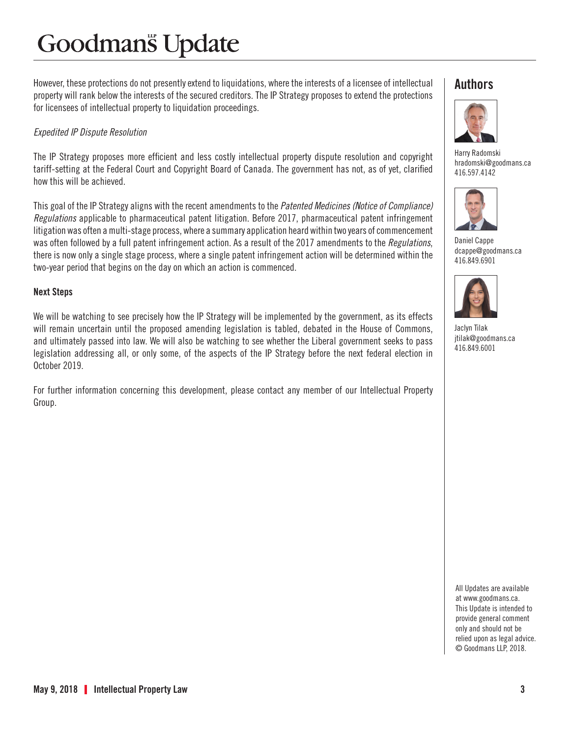However, these protections do not presently extend to liquidations, where the interests of a licensee of intellectual property will rank below the interests of the secured creditors. The IP Strategy proposes to extend the protections for licensees of intellectual property to liquidation proceedings.

*Expedited IP Dispute Resolution*

The IP Strategy proposes more efficient and less costly intellectual property dispute resolution and copyright tariff-setting at the Federal Court and Copyright Board of Canada. The government has not, as of yet, clarified how this will be achieved.

This goal of the IP Strategy aligns with the recent amendments to the *Patented Medicines (Notice of Compliance) Regulations* applicable to pharmaceutical patent litigation. Before 2017, pharmaceutical patent infringement litigation was often a multi-stage process, where a summary application heard within two years of commencement was often followed by a full patent infringement action. As a result of the 2017 amendments to the *Regulations*, there is now only a single stage process, where a single patent infringement action will be determined within the two-year period that begins on the day on which an action is commenced.

**Next Steps**

We will be watching to see precisely how the IP Strategy will be implemented by the government, as its effects will remain uncertain until the proposed amending legislation is tabled, debated in the House of Commons, and ultimately passed into law. We will also be watching to see whether the Liberal government seeks to pass legislation addressing all, or only some, of the aspects of the IP Strategy before the next federal election in October 2019.

For further information concerning this development, please contact any member of our Intellectual Property Group.

## Authors

Harry Radomski
hradomski@goodmans.ca
416.597.4142

Daniel Cappe
dcappe@goodmans.ca
416.849.6901

Jaclyn Tilak
jtilak@goodmans.ca
416.849.6001

All Updates are available at www.goodmans.ca. This Update is intended to provide general comment only and should not be relied upon as legal advice. © Goodmans LLP, 2018.